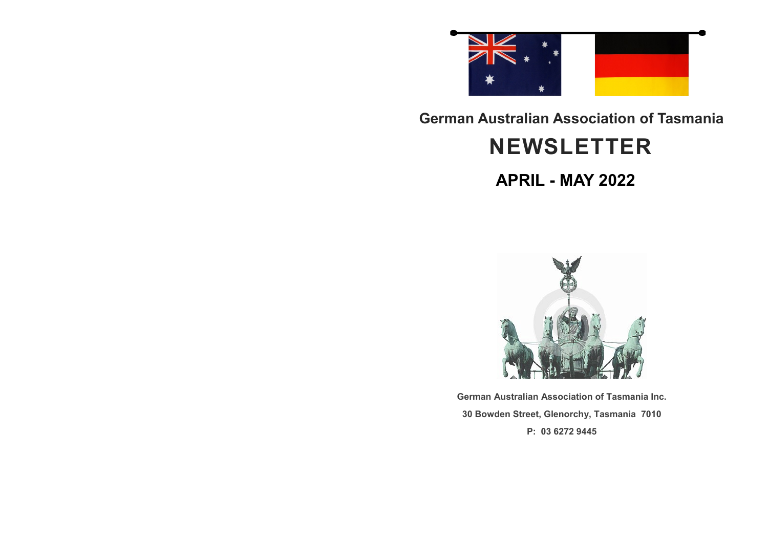## German Australian Association of Tasmania

# NEWSLETTER

## APRIL - MAY 2022

**German Australian Association of Tasmania Inc.**

**30 Bowden Street, Glenorchy, Tasmania 7010**

**P: 03 6272 9445**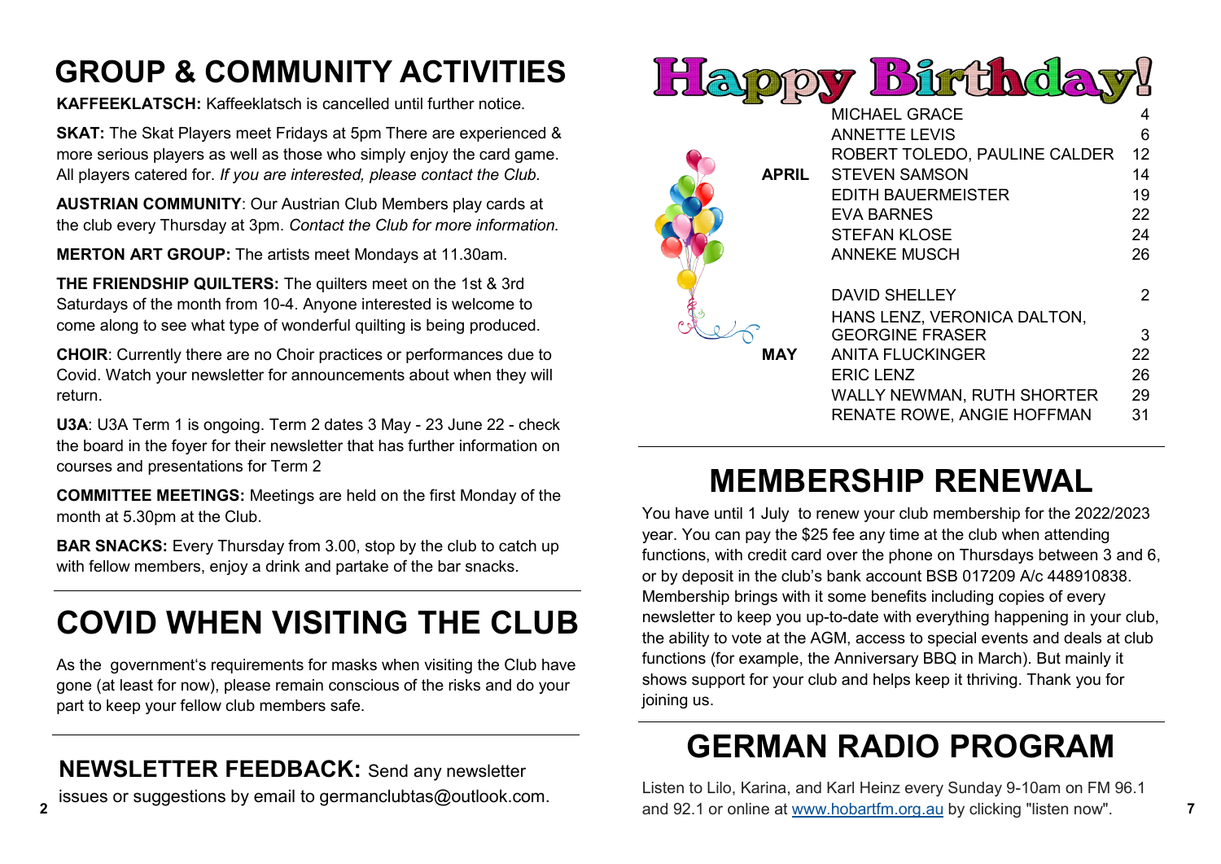# GROUP & COMMUNITY ACTIVITIES

**KAFFEEKLATSCH:** Kaffeeklatsch is cancelled until further notice.

**SKAT:** The Skat Players meet Fridays at 5pm There are experienced & more serious players as well as those who simply enjoy the card game. All players catered for. *If you are interested, please contact the Club.*

**AUSTRIAN COMMUNITY**: Our Austrian Club Members play cards at the club every Thursday at 3pm. *Contact the Club for more information.*

**MERTON ART GROUP:** The artists meet Mondays at 11.30am.

**THE FRIENDSHIP QUILTERS:** The quilters meet on the 1st & 3rd Saturdays of the month from 10-4. Anyone interested is welcome to come along to see what type of wonderful quilting is being produced.

**CHOIR**: Currently there are no Choir practices or performances due to Covid. Watch your newsletter for announcements about when they will return.

**U3A**: U3A Term 1 is ongoing. Term 2 dates 3 May - 23 June 22 - check the board in the foyer for their newsletter that has further information on courses and presentations for Term 2

**COMMITTEE MEETINGS:** Meetings are held on the first Monday of the month at 5.30pm at the Club.

**BAR SNACKS:** Every Thursday from 3.00, stop by the club to catch up with fellow members, enjoy a drink and partake of the bar snacks.

# COVID WHEN VISITING THE CLUB

As the government's requirements for masks when visiting the Club have gone (at least for now), please remain conscious of the risks and do your part to keep your fellow club members safe.

## NEWSLETTER FEEDBACK:

Send any newsletter issues or suggestions by email to germanclubtas@outlook.com.

# Happy Birthday!

| Month | Name | Day |
|---|---|---|
| **APRIL** | MICHAEL GRACE | 4 |
| | ANNETTE LEVIS | 6 |
| | ROBERT TOLEDO, PAULINE CALDER | 12 |
| | STEVEN SAMSON | 14 |
| | EDITH BAUERMEISTER | 19 |
| | EVA BARNES | 22 |
| | STEFAN KLOSE | 24 |
| | ANNEKE MUSCH | 26 |
| **MAY** | DAVID SHELLEY | 2 |
| | HANS LENZ, VERONICA DALTON, GEORGINE FRASER | 3 |
| | ANITA FLUCKINGER | 22 |
| | ERIC LENZ | 26 |
| | WALLY NEWMAN, RUTH SHORTER | 29 |
| | RENATE ROWE, ANGIE HOFFMAN | 31 |

# MEMBERSHIP RENEWAL

You have until 1 July to renew your club membership for the 2022/2023 year. You can pay the $25 fee any time at the club when attending functions, with credit card over the phone on Thursdays between 3 and 6, or by deposit in the club's bank account BSB 017209 A/c 448910838. Membership brings with it some benefits including copies of every newsletter to keep you up-to-date with everything happening in your club, the ability to vote at the AGM, access to special events and deals at club functions (for example, the Anniversary BBQ in March). But mainly it shows support for your club and helps keep it thriving. Thank you for joining us.

# GERMAN RADIO PROGRAM

Listen to Lilo, Karina, and Karl Heinz every Sunday 9-10am on FM 96.1 and 92.1 or online at www.hobartfm.org.au by clicking "listen now".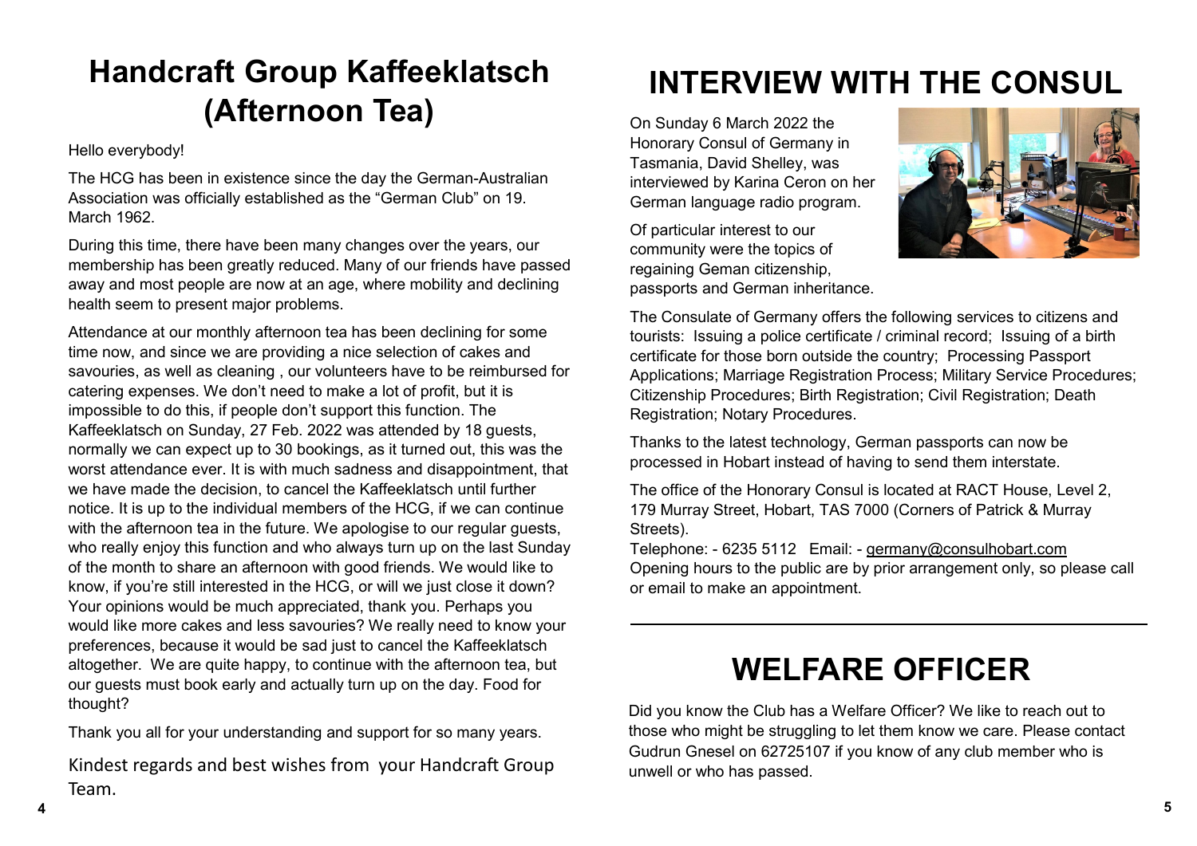# Handcraft Group Kaffeeklatsch (Afternoon Tea)

Hello everybody!

The HCG has been in existence since the day the German-Australian Association was officially established as the "German Club" on 19. March 1962.

During this time, there have been many changes over the years, our membership has been greatly reduced. Many of our friends have passed away and most people are now at an age, where mobility and declining health seem to present major problems.

Attendance at our monthly afternoon tea has been declining for some time now, and since we are providing a nice selection of cakes and savouries, as well as cleaning , our volunteers have to be reimbursed for catering expenses. We don't need to make a lot of profit, but it is impossible to do this, if people don't support this function. The Kaffeeklatsch on Sunday, 27 Feb. 2022 was attended by 18 guests, normally we can expect up to 30 bookings, as it turned out, this was the worst attendance ever. It is with much sadness and disappointment, that we have made the decision, to cancel the Kaffeeklatsch until further notice. It is up to the individual members of the HCG, if we can continue with the afternoon tea in the future. We apologise to our regular guests, who really enjoy this function and who always turn up on the last Sunday of the month to share an afternoon with good friends. We would like to know, if you're still interested in the HCG, or will we just close it down? Your opinions would be much appreciated, thank you. Perhaps you would like more cakes and less savouries? We really need to know your preferences, because it would be sad just to cancel the Kaffeeklatsch altogether. We are quite happy, to continue with the afternoon tea, but our guests must book early and actually turn up on the day. Food for thought?

Thank you all for your understanding and support for so many years.

Kindest regards and best wishes from your Handcraft Group Team.

# INTERVIEW WITH THE CONSUL

On Sunday 6 March 2022 the Honorary Consul of Germany in Tasmania, David Shelley, was interviewed by Karina Ceron on her German language radio program.

Of particular interest to our community were the topics of regaining Geman citizenship, passports and German inheritance.

The Consulate of Germany offers the following services to citizens and tourists: Issuing a police certificate / criminal record; Issuing of a birth certificate for those born outside the country; Processing Passport Applications; Marriage Registration Process; Military Service Procedures; Citizenship Procedures; Birth Registration; Civil Registration; Death Registration; Notary Procedures.

Thanks to the latest technology, German passports can now be processed in Hobart instead of having to send them interstate.

The office of the Honorary Consul is located at RACT House, Level 2, 179 Murray Street, Hobart, TAS 7000 (Corners of Patrick & Murray Streets).

Telephone: - 6235 5112 Email: - germany@consulhobart.com
Opening hours to the public are by prior arrangement only, so please call or email to make an appointment.

---

# WELFARE OFFICER

Did you know the Club has a Welfare Officer? We like to reach out to those who might be struggling to let them know we care. Please contact Gudrun Gnesel on 62725107 if you know of any club member who is unwell or who has passed.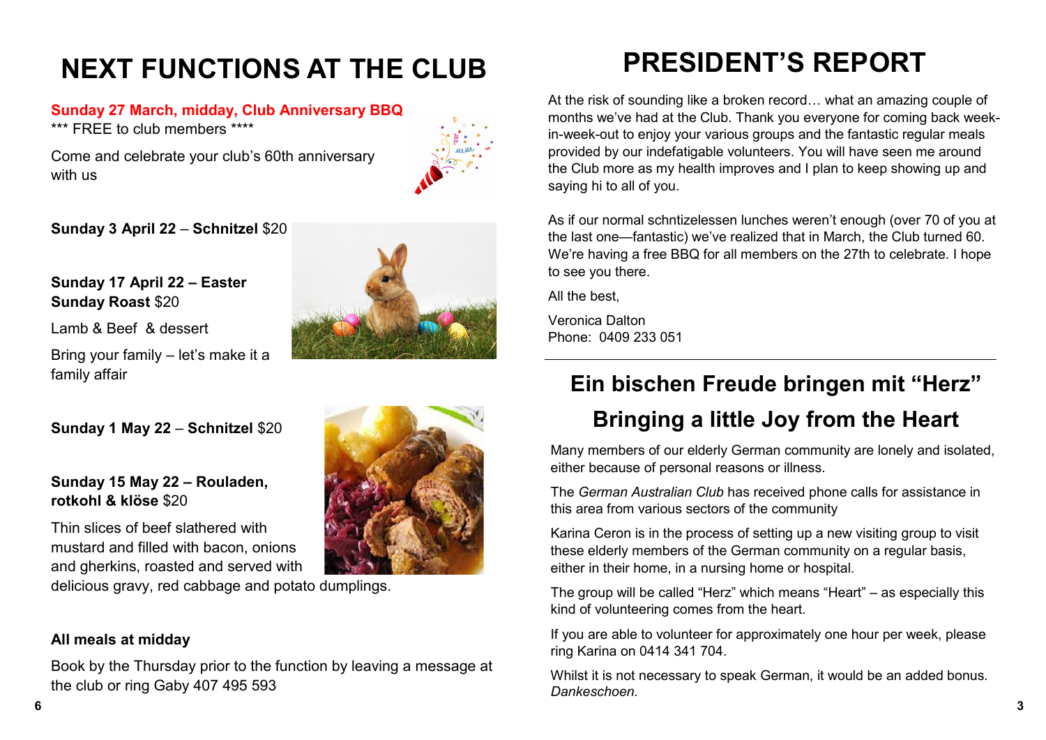# NEXT FUNCTIONS AT THE CLUB

**Sunday 27 March, midday, Club Anniversary BBQ**

*** FREE to club members ****

Come and celebrate your club's 60th anniversary with us

**Sunday 3 April 22** – **Schnitzel** $20

**Sunday 17 April 22 – Easter Sunday Roast** $20

Lamb & Beef & dessert

Bring your family – let's make it a family affair

**Sunday 1 May 22** – **Schnitzel** $20

**Sunday 15 May 22 – Rouladen, rotkohl & klöse** $20

Thin slices of beef slathered with mustard and filled with bacon, onions and gherkins, roasted and served with delicious gravy, red cabbage and potato dumplings.

**All meals at midday**

Book by the Thursday prior to the function by leaving a message at the club or ring Gaby 407 495 593

# PRESIDENT'S REPORT

At the risk of sounding like a broken record… what an amazing couple of months we've had at the Club. Thank you everyone for coming back week-in-week-out to enjoy your various groups and the fantastic regular meals provided by our indefatigable volunteers. You will have seen me around the Club more as my health improves and I plan to keep showing up and saying hi to all of you.

As if our normal schntizelessen lunches weren't enough (over 70 of you at the last one—fantastic) we've realized that in March, the Club turned 60. We're having a free BBQ for all members on the 27th to celebrate. I hope to see you there.

All the best,

Veronica Dalton
Phone: 0409 233 051

## Ein bischen Freude bringen mit "Herz"

## Bringing a little Joy from the Heart

Many members of our elderly German community are lonely and isolated, either because of personal reasons or illness.

The *German Australian Club* has received phone calls for assistance in this area from various sectors of the community

Karina Ceron is in the process of setting up a new visiting group to visit these elderly members of the German community on a regular basis, either in their home, in a nursing home or hospital.

The group will be called "Herz" which means "Heart" – as especially this kind of volunteering comes from the heart.

If you are able to volunteer for approximately one hour per week, please ring Karina on 0414 341 704.

Whilst it is not necessary to speak German, it would be an added bonus. *Dankeschoen.*